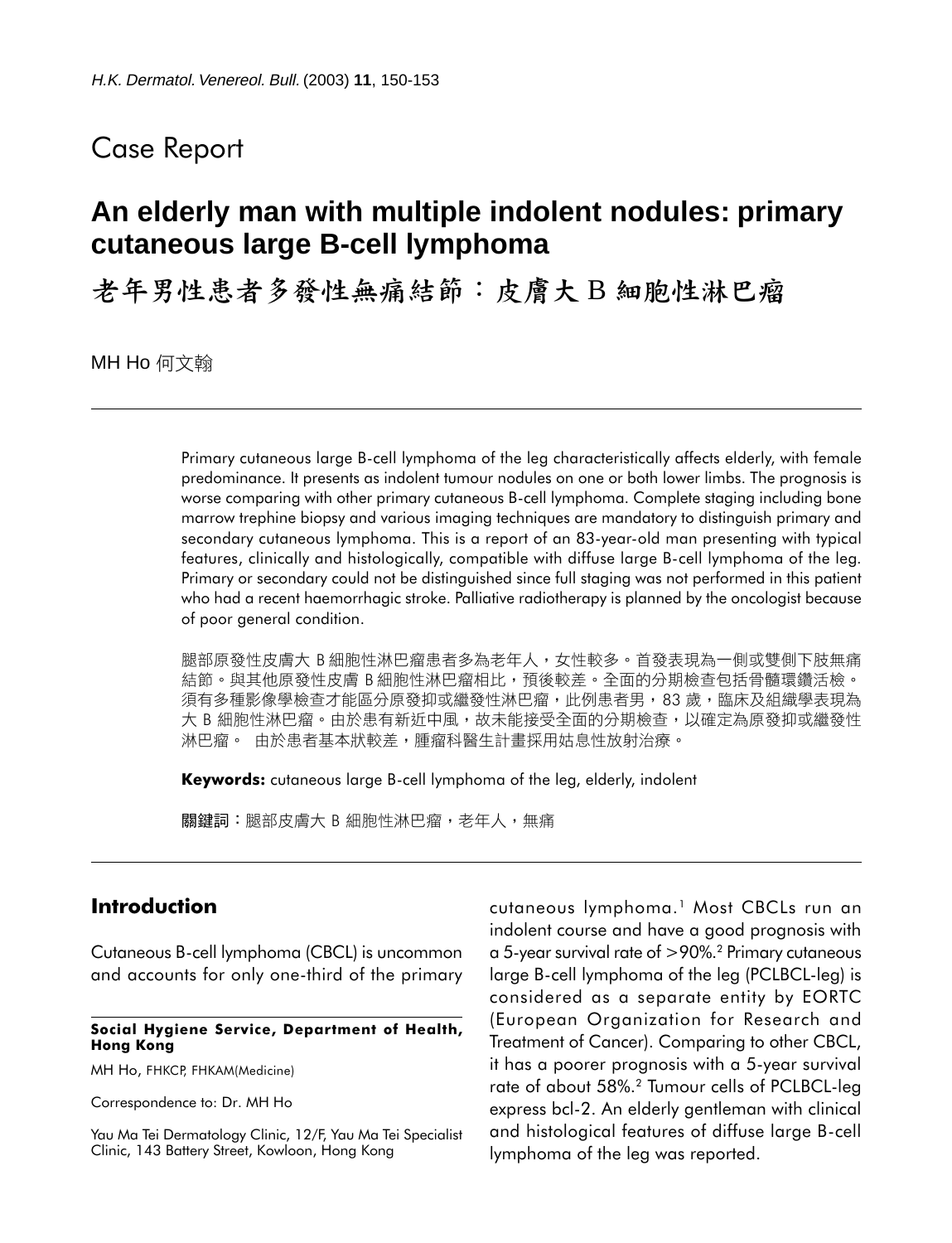## Case Report

# An elderly man with multiple indolent nodules: primary cutaneous large B-cell lymphoma

# 老年男性患者多發性無痛結節：皮膚大 B 細胞性淋巴瘤

MH Ho 何文翰

Primary cutaneous large B-cell lymphoma of the leg characteristically affects elderly, with female predominance. It presents as indolent tumour nodules on one or both lower limbs. The prognosis is worse comparing with other primary cutaneous B-cell lymphoma. Complete staging including bone marrow trephine biopsy and various imaging techniques are mandatory to distinguish primary and secondary cutaneous lymphoma. This is a report of an 83-year-old man presenting with typical features, clinically and histologically, compatible with diffuse large B-cell lymphoma of the leg. Primary or secondary could not be distinguished since full staging was not performed in this patient who had a recent haemorrhagic stroke. Palliative radiotherapy is planned by the oncologist because of poor general condition.

腿部原發性皮膚大 B 細胞性淋巴瘤患者多為老年人，女性較多。首發表現為一側或雙側下肢無痛結節。與其他原發性皮膚 B 細胞性淋巴瘤相比，預後較差。全面的分期檢查包括骨髓環鑽活檢。須有多種影像學檢查才能區分原發抑或繼發性淋巴瘤，此例患者男，83 歲，臨床及組織學表現為大 B 細胞性淋巴瘤。由於患有新近中風，故未能接受全面的分期檢查，以確定為原發抑或繼發性淋巴瘤。 由於患者基本狀較差，腫瘤科醫生計畫採用姑息性放射治療。

**Keywords:** cutaneous large B-cell lymphoma of the leg, elderly, indolent

**關鍵詞**：腿部皮膚大 B 細胞性淋巴瘤，老年人，無痛

## Introduction

Cutaneous B-cell lymphoma (CBCL) is uncommon and accounts for only one-third of the primary cutaneous lymphoma.[1] Most CBCLs run an indolent course and have a good prognosis with a 5-year survival rate of >90%.[2] Primary cutaneous large B-cell lymphoma of the leg (PCLBCL-leg) is considered as a separate entity by EORTC (European Organization for Research and Treatment of Cancer). Comparing to other CBCL, it has a poorer prognosis with a 5-year survival rate of about 58%.[2] Tumour cells of PCLBCL-leg express bcl-2. An elderly gentleman with clinical and histological features of diffuse large B-cell lymphoma of the leg was reported.

**Social Hygiene Service, Department of Health, Hong Kong**

MH Ho, FHKCP, FHKAM(Medicine)

Correspondence to: Dr. MH Ho

Yau Ma Tei Dermatology Clinic, 12/F, Yau Ma Tei Specialist Clinic, 143 Battery Street, Kowloon, Hong Kong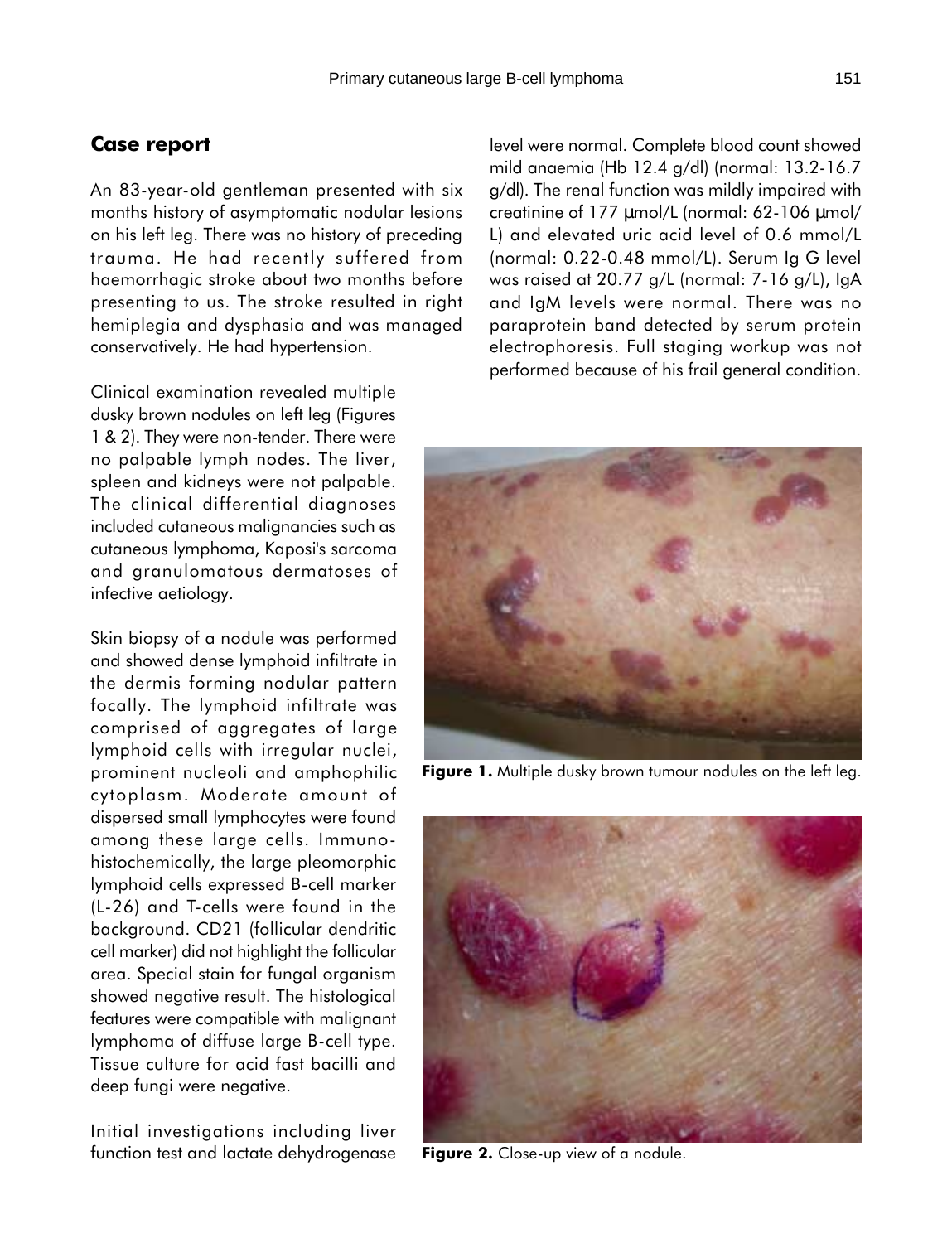## Case report

An 83-year-old gentleman presented with six months history of asymptomatic nodular lesions on his left leg. There was no history of preceding trauma. He had recently suffered from haemorrhagic stroke about two months before presenting to us. The stroke resulted in right hemiplegia and dysphasia and was managed conservatively. He had hypertension.

Clinical examination revealed multiple dusky brown nodules on left leg (Figures 1 & 2). They were non-tender. There were no palpable lymph nodes. The liver, spleen and kidneys were not palpable. The clinical differential diagnoses included cutaneous malignancies such as cutaneous lymphoma, Kaposi's sarcoma and granulomatous dermatoses of infective aetiology.

Skin biopsy of a nodule was performed and showed dense lymphoid infiltrate in the dermis forming nodular pattern focally. The lymphoid infiltrate was comprised of aggregates of large lymphoid cells with irregular nuclei, prominent nucleoli and amphophilic cytoplasm. Moderate amount of dispersed small lymphocytes were found among these large cells. Immunohistochemically, the large pleomorphic lymphoid cells expressed B-cell marker (L-26) and T-cells were found in the background. CD21 (follicular dendritic cell marker) did not highlight the follicular area. Special stain for fungal organism showed negative result. The histological features were compatible with malignant lymphoma of diffuse large B-cell type. Tissue culture for acid fast bacilli and deep fungi were negative.

Initial investigations including liver function test and lactate dehydrogenase level were normal. Complete blood count showed mild anaemia (Hb 12.4 g/dl) (normal: 13.2-16.7 g/dl). The renal function was mildly impaired with creatinine of 177 μmol/L (normal: 62-106 μmol/L) and elevated uric acid level of 0.6 mmol/L (normal: 0.22-0.48 mmol/L). Serum Ig G level was raised at 20.77 g/L (normal: 7-16 g/L), IgA and IgM levels were normal. There was no paraprotein band detected by serum protein electrophoresis. Full staging workup was not performed because of his frail general condition.

**Figure 1.** Multiple dusky brown tumour nodules on the left leg.

**Figure 2.** Close-up view of a nodule.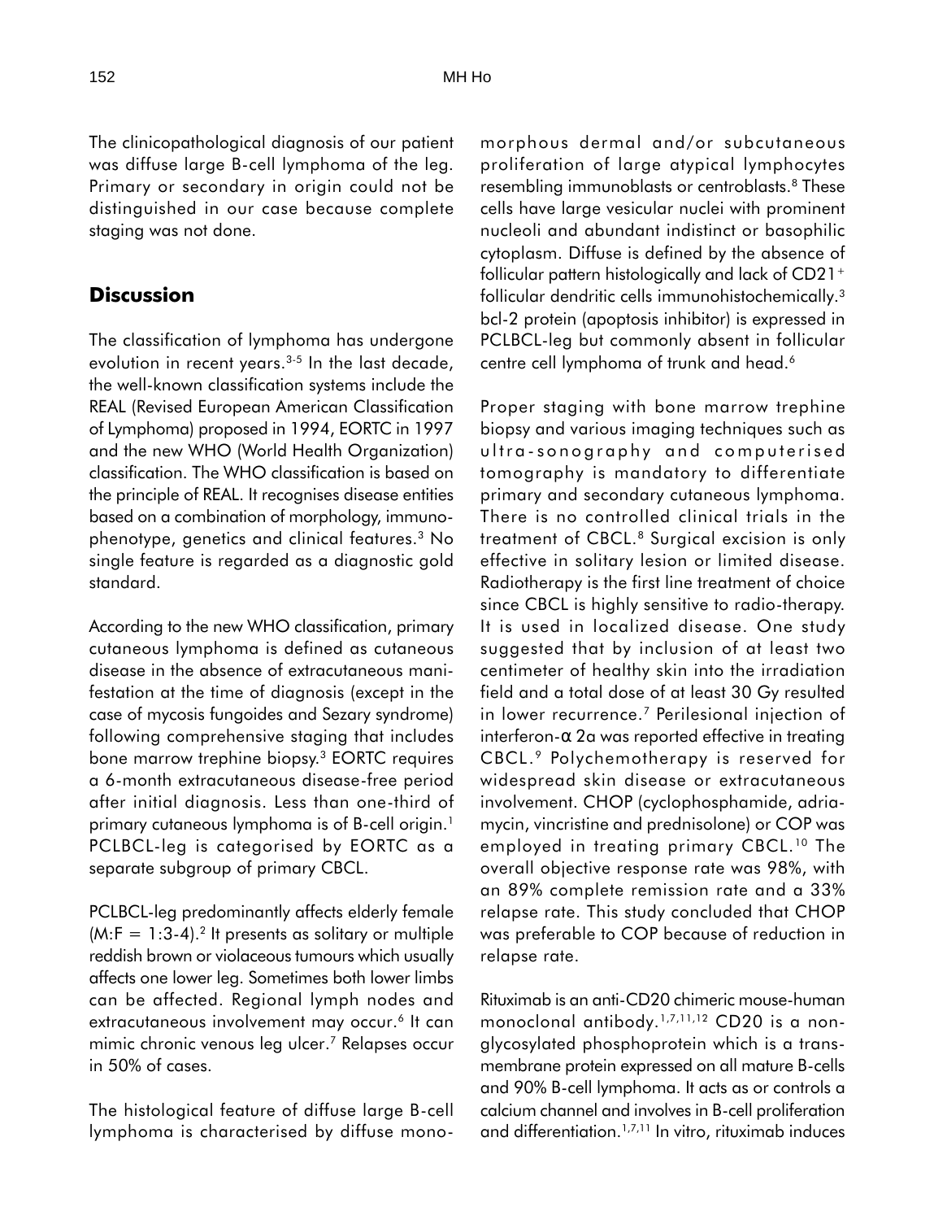The clinicopathological diagnosis of our patient was diffuse large B-cell lymphoma of the leg. Primary or secondary in origin could not be distinguished in our case because complete staging was not done.

## Discussion

The classification of lymphoma has undergone evolution in recent years.[3-5] In the last decade, the well-known classification systems include the REAL (Revised European American Classification of Lymphoma) proposed in 1994, EORTC in 1997 and the new WHO (World Health Organization) classification. The WHO classification is based on the principle of REAL. It recognises disease entities based on a combination of morphology, immunophenotype, genetics and clinical features.[3] No single feature is regarded as a diagnostic gold standard.

According to the new WHO classification, primary cutaneous lymphoma is defined as cutaneous disease in the absence of extracutaneous manifestation at the time of diagnosis (except in the case of mycosis fungoides and Sezary syndrome) following comprehensive staging that includes bone marrow trephine biopsy.[3] EORTC requires a 6-month extracutaneous disease-free period after initial diagnosis. Less than one-third of primary cutaneous lymphoma is of B-cell origin.[1] PCLBCL-leg is categorised by EORTC as a separate subgroup of primary CBCL.

PCLBCL-leg predominantly affects elderly female (M:F = 1:3-4).[2] It presents as solitary or multiple reddish brown or violaceous tumours which usually affects one lower leg. Sometimes both lower limbs can be affected. Regional lymph nodes and extracutaneous involvement may occur.[6] It can mimic chronic venous leg ulcer.[7] Relapses occur in 50% of cases.

The histological feature of diffuse large B-cell lymphoma is characterised by diffuse monomorphous dermal and/or subcutaneous proliferation of large atypical lymphocytes resembling immunoblasts or centroblasts.[8] These cells have large vesicular nuclei with prominent nucleoli and abundant indistinct or basophilic cytoplasm. Diffuse is defined by the absence of follicular pattern histologically and lack of $CD21^+$ follicular dendritic cells immunohistochemically.[3] bcl-2 protein (apoptosis inhibitor) is expressed in PCLBCL-leg but commonly absent in follicular centre cell lymphoma of trunk and head.[6]

Proper staging with bone marrow trephine biopsy and various imaging techniques such as ultra-sonography and computerised tomography is mandatory to differentiate primary and secondary cutaneous lymphoma. There is no controlled clinical trials in the treatment of CBCL.[8] Surgical excision is only effective in solitary lesion or limited disease. Radiotherapy is the first line treatment of choice since CBCL is highly sensitive to radio-therapy. It is used in localized disease. One study suggested that by inclusion of at least two centimeter of healthy skin into the irradiation field and a total dose of at least 30 Gy resulted in lower recurrence.[7] Perilesional injection of interferon-$\alpha$ 2a was reported effective in treating CBCL.[9] Polychemotherapy is reserved for widespread skin disease or extracutaneous involvement. CHOP (cyclophosphamide, adriamycin, vincristine and prednisolone) or COP was employed in treating primary CBCL.[10] The overall objective response rate was 98%, with an 89% complete remission rate and a 33% relapse rate. This study concluded that CHOP was preferable to COP because of reduction in relapse rate.

Rituximab is an anti-CD20 chimeric mouse-human monoclonal antibody.[1,7,11,12] CD20 is a non-glycosylated phosphoprotein which is a transmembrane protein expressed on all mature B-cells and 90% B-cell lymphoma. It acts as or controls a calcium channel and involves in B-cell proliferation and differentiation.[1,7,11] In vitro, rituximab induces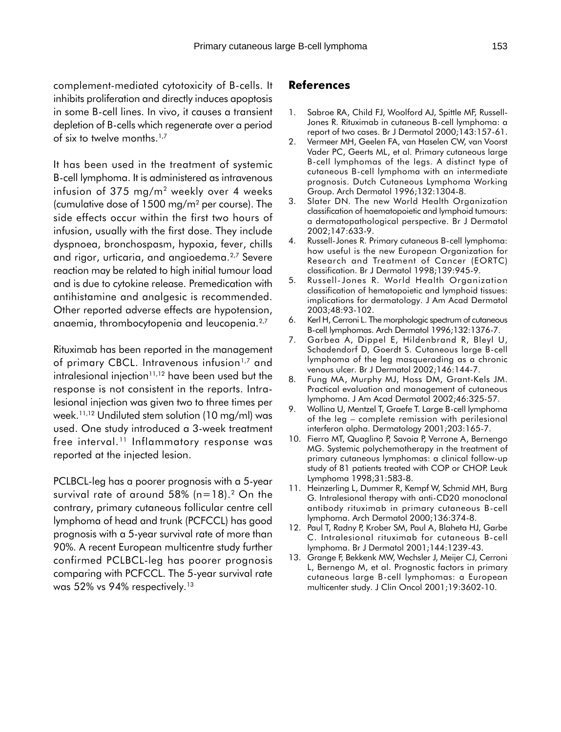complement-mediated cytotoxicity of B-cells. It inhibits proliferation and directly induces apoptosis in some B-cell lines. In vivo, it causes a transient depletion of B-cells which regenerate over a period of six to twelve months.[1,7]

It has been used in the treatment of systemic B-cell lymphoma. It is administered as intravenous infusion of 375 mg/$m^2$ weekly over 4 weeks (cumulative dose of 1500 mg/$m^2$ per course). The side effects occur within the first two hours of infusion, usually with the first dose. They include dyspnoea, bronchospasm, hypoxia, fever, chills and rigor, urticaria, and angioedema.[2,7] Severe reaction may be related to high initial tumour load and is due to cytokine release. Premedication with antihistamine and analgesic is recommended. Other reported adverse effects are hypotension, anaemia, thrombocytopenia and leucopenia.[2,7]

Rituximab has been reported in the management of primary CBCL. Intravenous infusion[1,7] and intralesional injection[11,12] have been used but the response is not consistent in the reports. Intralesional injection was given two to three times per week.[11,12] Undiluted stem solution (10 mg/ml) was used. One study introduced a 3-week treatment free interval.[11] Inflammatory response was reported at the injected lesion.

PCLBCL-leg has a poorer prognosis with a 5-year survival rate of around 58% (n=18).[2] On the contrary, primary cutaneous follicular centre cell lymphoma of head and trunk (PCFCCL) has good prognosis with a 5-year survival rate of more than 90%. A recent European multicentre study further confirmed PCLBCL-leg has poorer prognosis comparing with PCFCCL. The 5-year survival rate was 52% vs 94% respectively.[13]

## References

1. Sabroe RA, Child FJ, Woolford AJ, Spittle MF, Russell-Jones R. Rituximab in cutaneous B-cell lymphoma: a report of two cases. Br J Dermatol 2000;143:157-61.
2. Vermeer MH, Geelen FA, van Haselen CW, van Voorst Vader PC, Geerts ML, et al. Primary cutaneous large B-cell lymphomas of the legs. A distinct type of cutaneous B-cell lymphoma with an intermediate prognosis. Dutch Cutaneous Lymphoma Working Group. Arch Dermatol 1996;132:1304-8.
3. Slater DN. The new World Health Organization classification of haematopoietic and lymphoid tumours: a dermatopathological perspective. Br J Dermatol 2002;147:633-9.
4. Russell-Jones R. Primary cutaneous B-cell lymphoma: how useful is the new European Organization for Research and Treatment of Cancer (EORTC) classification. Br J Dermatol 1998;139:945-9.
5. Russell-Jones R. World Health Organization classification of hematopoietic and lymphoid tissues: implications for dermatology. J Am Acad Dermatol 2003;48:93-102.
6. Kerl H, Cerroni L. The morphologic spectrum of cutaneous B-cell lymphomas. Arch Dermatol 1996;132:1376-7.
7. Garbea A, Dippel E, Hildenbrand R, Bleyl U, Schadendorf D, Goerdt S. Cutaneous large B-cell lymphoma of the leg masquerading as a chronic venous ulcer. Br J Dermatol 2002;146:144-7.
8. Fung MA, Murphy MJ, Hoss DM, Grant-Kels JM. Practical evaluation and management of cutaneous lymphoma. J Am Acad Dermatol 2002;46:325-57.
9. Wollina U, Mentzel T, Graefe T. Large B-cell lymphoma of the leg – complete remission with perilesional interferon alpha. Dermatology 2001;203:165-7.
10. Fierro MT, Quaglino P, Savoia P, Verrone A, Bernengo MG. Systemic polychemotherapy in the treatment of primary cutaneous lymphomas: a clinical follow-up study of 81 patients treated with COP or CHOP. Leuk Lymphoma 1998;31:583-8.
11. Heinzerling L, Dummer R, Kempf W, Schmid MH, Burg G. Intralesional therapy with anti-CD20 monoclonal antibody rituximab in primary cutaneous B-cell lymphoma. Arch Dermatol 2000;136:374-8.
12. Paul T, Radny P, Krober SM, Paul A, Blaheta HJ, Garbe C. Intralesional rituximab for cutaneous B-cell lymphoma. Br J Dermatol 2001;144:1239-43.
13. Grange F, Bekkenk MW, Wechsler J, Meijer CJ, Cerroni L, Bernengo M, et al. Prognostic factors in primary cutaneous large B-cell lymphomas: a European multicenter study. J Clin Oncol 2001;19:3602-10.